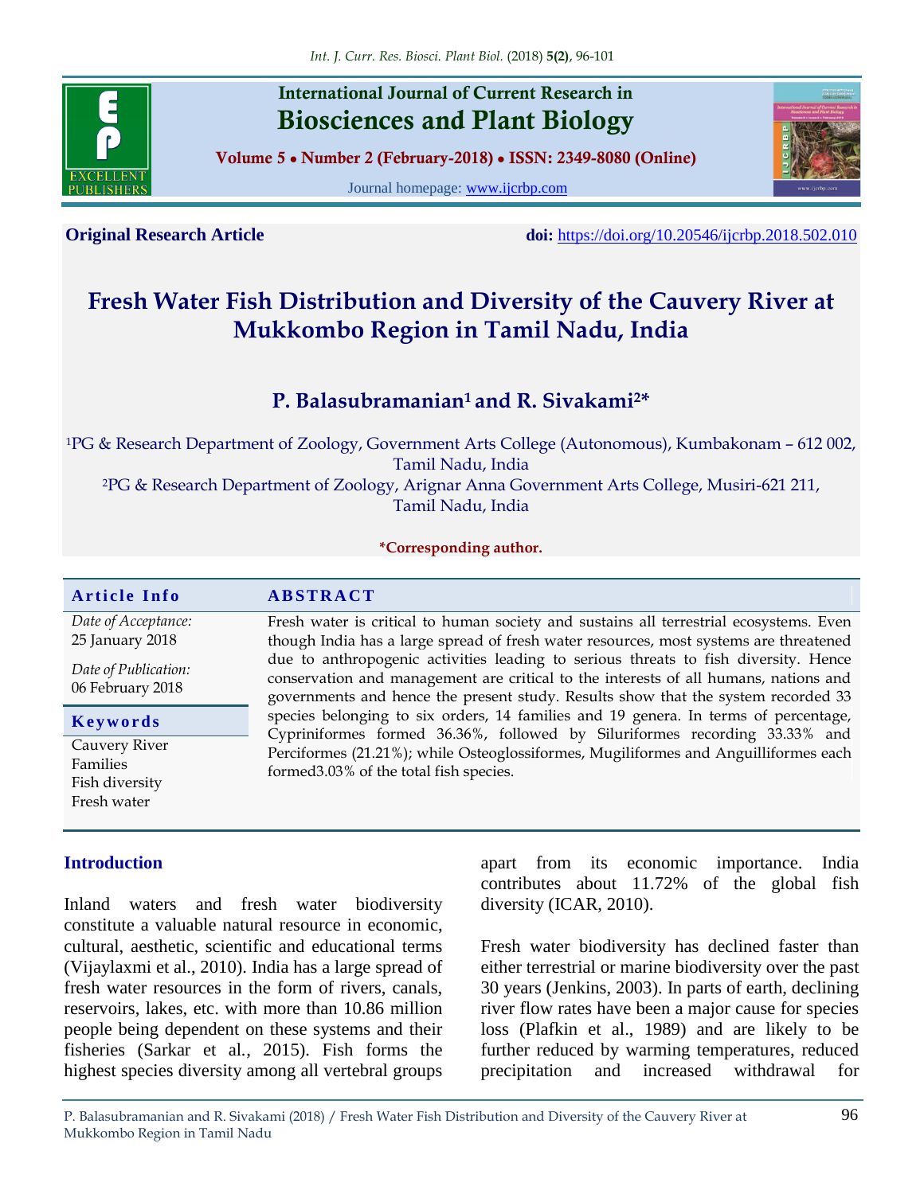**Original Research Article** **doi:** https://doi.org/10.20546/ijcrbp.2018.502.010

# Fresh Water Fish Distribution and Diversity of the Cauvery River at Mukkombo Region in Tamil Nadu, India

**P. Balasubramanian[1] and R. Sivakami[2]***

[1]PG & Research Department of Zoology, Government Arts College (Autonomous), Kumbakonam – 612 002, Tamil Nadu, India

[2]PG & Research Department of Zoology, Arignar Anna Government Arts College, Musiri-621 211, Tamil Nadu, India

***Corresponding author.**

**Article Info**

*Date of Acceptance:*
25 January 2018

*Date of Publication:*
06 February 2018

**Keywords**

Cauvery River
Families
Fish diversity
Fresh water

## ABSTRACT

Fresh water is critical to human society and sustains all terrestrial ecosystems. Even though India has a large spread of fresh water resources, most systems are threatened due to anthropogenic activities leading to serious threats to fish diversity. Hence conservation and management are critical to the interests of all humans, nations and governments and hence the present study. Results show that the system recorded 33 species belonging to six orders, 14 families and 19 genera. In terms of percentage, Cypriniformes formed 36.36%, followed by Siluriformes recording 33.33% and Perciformes (21.21%); while Osteoglossiformes, Mugiliformes and Anguilliformes each formed3.03% of the total fish species.

## Introduction

Inland waters and fresh water biodiversity constitute a valuable natural resource in economic, cultural, aesthetic, scientific and educational terms (Vijaylaxmi et al., 2010). India has a large spread of fresh water resources in the form of rivers, canals, reservoirs, lakes, etc. with more than 10.86 million people being dependent on these systems and their fisheries (Sarkar et al., 2015). Fish forms the highest species diversity among all vertebral groups apart from its economic importance. India contributes about 11.72% of the global fish diversity (ICAR, 2010).

Fresh water biodiversity has declined faster than either terrestrial or marine biodiversity over the past 30 years (Jenkins, 2003). In parts of earth, declining river flow rates have been a major cause for species loss (Plafkin et al., 1989) and are likely to be further reduced by warming temperatures, reduced precipitation and increased withdrawal for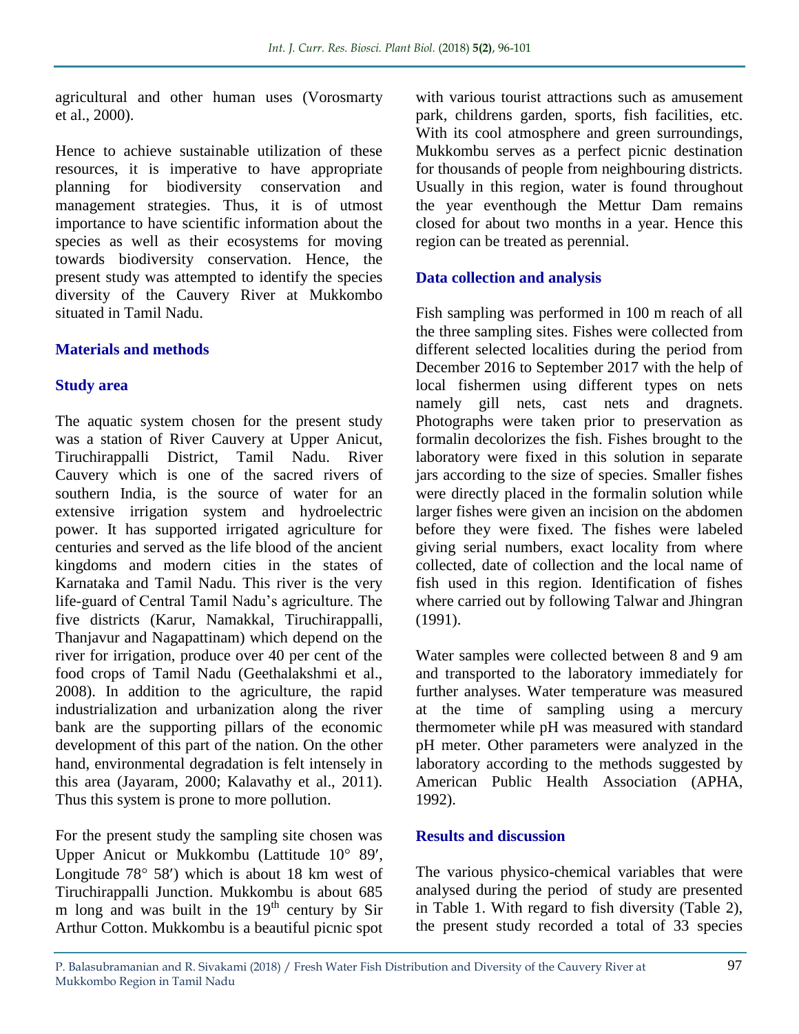agricultural and other human uses (Vorosmarty et al., 2000).

Hence to achieve sustainable utilization of these resources, it is imperative to have appropriate planning for biodiversity conservation and management strategies. Thus, it is of utmost importance to have scientific information about the species as well as their ecosystems for moving towards biodiversity conservation. Hence, the present study was attempted to identify the species diversity of the Cauvery River at Mukkombo situated in Tamil Nadu.

## Materials and methods

### Study area

The aquatic system chosen for the present study was a station of River Cauvery at Upper Anicut, Tiruchirappalli District, Tamil Nadu. River Cauvery which is one of the sacred rivers of southern India, is the source of water for an extensive irrigation system and hydroelectric power. It has supported irrigated agriculture for centuries and served as the life blood of the ancient kingdoms and modern cities in the states of Karnataka and Tamil Nadu. This river is the very life-guard of Central Tamil Nadu's agriculture. The five districts (Karur, Namakkal, Tiruchirappalli, Thanjavur and Nagapattinam) which depend on the river for irrigation, produce over 40 per cent of the food crops of Tamil Nadu (Geethalakshmi et al., 2008). In addition to the agriculture, the rapid industrialization and urbanization along the river bank are the supporting pillars of the economic development of this part of the nation. On the other hand, environmental degradation is felt intensely in this area (Jayaram, 2000; Kalavathy et al., 2011). Thus this system is prone to more pollution.

For the present study the sampling site chosen was Upper Anicut or Mukkombu (Lattitude 10° 89′, Longitude 78° 58′) which is about 18 km west of Tiruchirappalli Junction. Mukkombu is about 685 m long and was built in the 19th century by Sir Arthur Cotton. Mukkombu is a beautiful picnic spot with various tourist attractions such as amusement park, childrens garden, sports, fish facilities, etc. With its cool atmosphere and green surroundings, Mukkombu serves as a perfect picnic destination for thousands of people from neighbouring districts. Usually in this region, water is found throughout the year eventhough the Mettur Dam remains closed for about two months in a year. Hence this region can be treated as perennial.

### Data collection and analysis

Fish sampling was performed in 100 m reach of all the three sampling sites. Fishes were collected from different selected localities during the period from December 2016 to September 2017 with the help of local fishermen using different types on nets namely gill nets, cast nets and dragnets. Photographs were taken prior to preservation as formalin decolorizes the fish. Fishes brought to the laboratory were fixed in this solution in separate jars according to the size of species. Smaller fishes were directly placed in the formalin solution while larger fishes were given an incision on the abdomen before they were fixed. The fishes were labeled giving serial numbers, exact locality from where collected, date of collection and the local name of fish used in this region. Identification of fishes where carried out by following Talwar and Jhingran (1991).

Water samples were collected between 8 and 9 am and transported to the laboratory immediately for further analyses. Water temperature was measured at the time of sampling using a mercury thermometer while pH was measured with standard pH meter. Other parameters were analyzed in the laboratory according to the methods suggested by American Public Health Association (APHA, 1992).

## Results and discussion

The various physico-chemical variables that were analysed during the period of study are presented in Table 1. With regard to fish diversity (Table 2), the present study recorded a total of 33 species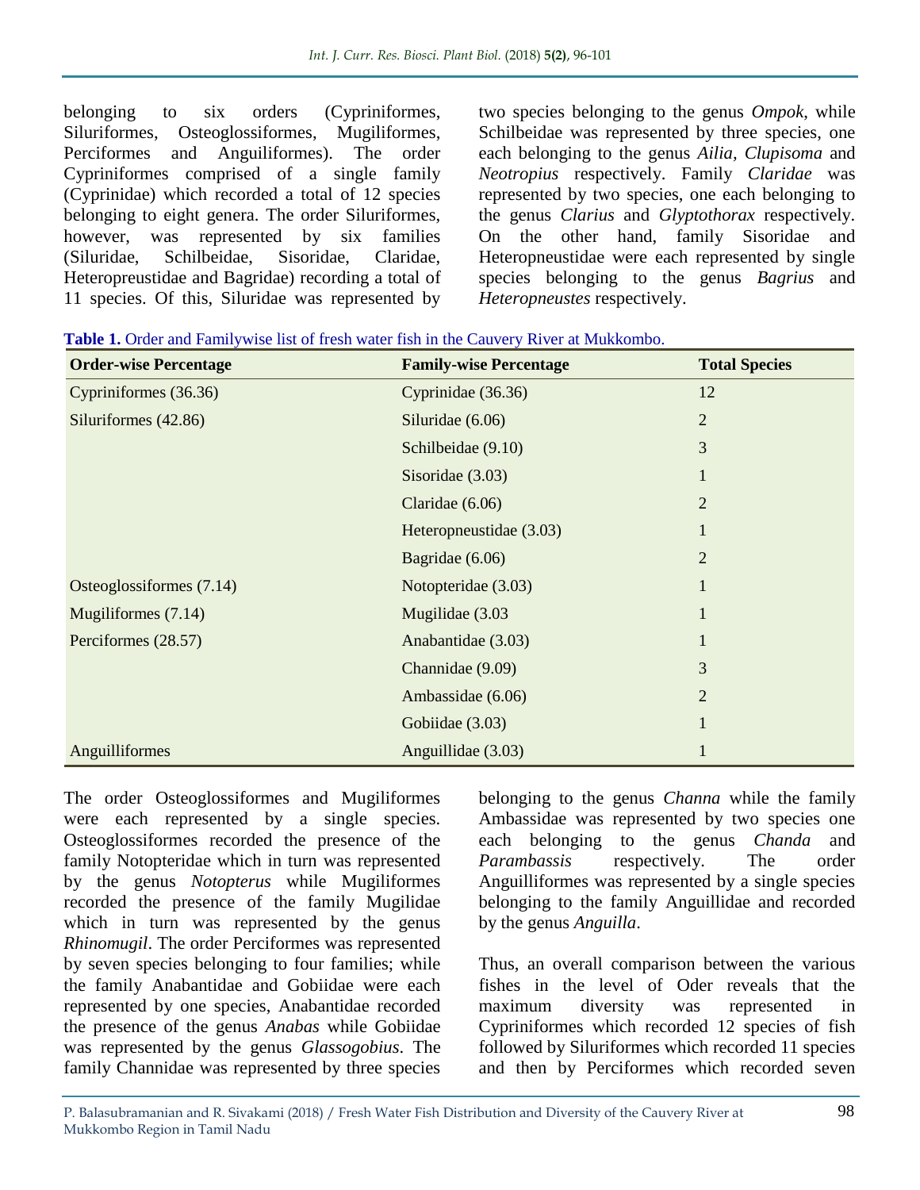belonging to six orders (Cypriniformes, Siluriformes, Osteoglossiformes, Mugiliformes, Perciformes and Anguiliformes). The order Cypriniformes comprised of a single family (Cyprinidae) which recorded a total of 12 species belonging to eight genera. The order Siluriformes, however, was represented by six families (Siluridae, Schilbeidae, Sisoridae, Claridae, Heteropreustidae and Bagridae) recording a total of 11 species. Of this, Siluridae was represented by two species belonging to the genus *Ompok*, while Schilbeidae was represented by three species, one each belonging to the genus *Ailia*, *Clupisoma* and *Neotropius* respectively. Family *Claridae* was represented by two species, one each belonging to the genus *Clarius* and *Glyptothorax* respectively. On the other hand, family Sisoridae and Heteropneustidae were each represented by single species belonging to the genus *Bagrius* and *Heteropneustes* respectively.

**Table 1.** Order and Familywise list of fresh water fish in the Cauvery River at Mukkombo.

| Order-wise Percentage | Family-wise Percentage | Total Species |
|---|---|---|
| Cypriniformes (36.36) | Cyprinidae (36.36) | 12 |
| Siluriformes (42.86) | Siluridae (6.06) | 2 |
| | Schilbeidae (9.10) | 3 |
| | Sisoridae (3.03) | 1 |
| | Claridae (6.06) | 2 |
| | Heteropneustidae (3.03) | 1 |
| | Bagridae (6.06) | 2 |
| Osteoglossiformes (7.14) | Notopteridae (3.03) | 1 |
| Mugiliformes (7.14) | Mugilidae (3.03 | 1 |
| Perciformes (28.57) | Anabantidae (3.03) | 1 |
| | Channidae (9.09) | 3 |
| | Ambassidae (6.06) | 2 |
| | Gobiidae (3.03) | 1 |
| Anguilliformes | Anguillidae (3.03) | 1 |

The order Osteoglossiformes and Mugiliformes were each represented by a single species. Osteoglossiformes recorded the presence of the family Notopteridae which in turn was represented by the genus *Notopterus* while Mugiliformes recorded the presence of the family Mugilidae which in turn was represented by the genus *Rhinomugil*. The order Perciformes was represented by seven species belonging to four families; while the family Anabantidae and Gobiidae were each represented by one species, Anabantidae recorded the presence of the genus *Anabas* while Gobiidae was represented by the genus *Glassogobius*. The family Channidae was represented by three species belonging to the genus *Channa* while the family Ambassidae was represented by two species one each belonging to the genus *Chanda* and *Parambassis* respectively. The order Anguilliformes was represented by a single species belonging to the family Anguillidae and recorded by the genus *Anguilla*.

Thus, an overall comparison between the various fishes in the level of Oder reveals that the maximum diversity was represented in Cypriniformes which recorded 12 species of fish followed by Siluriformes which recorded 11 species and then by Perciformes which recorded seven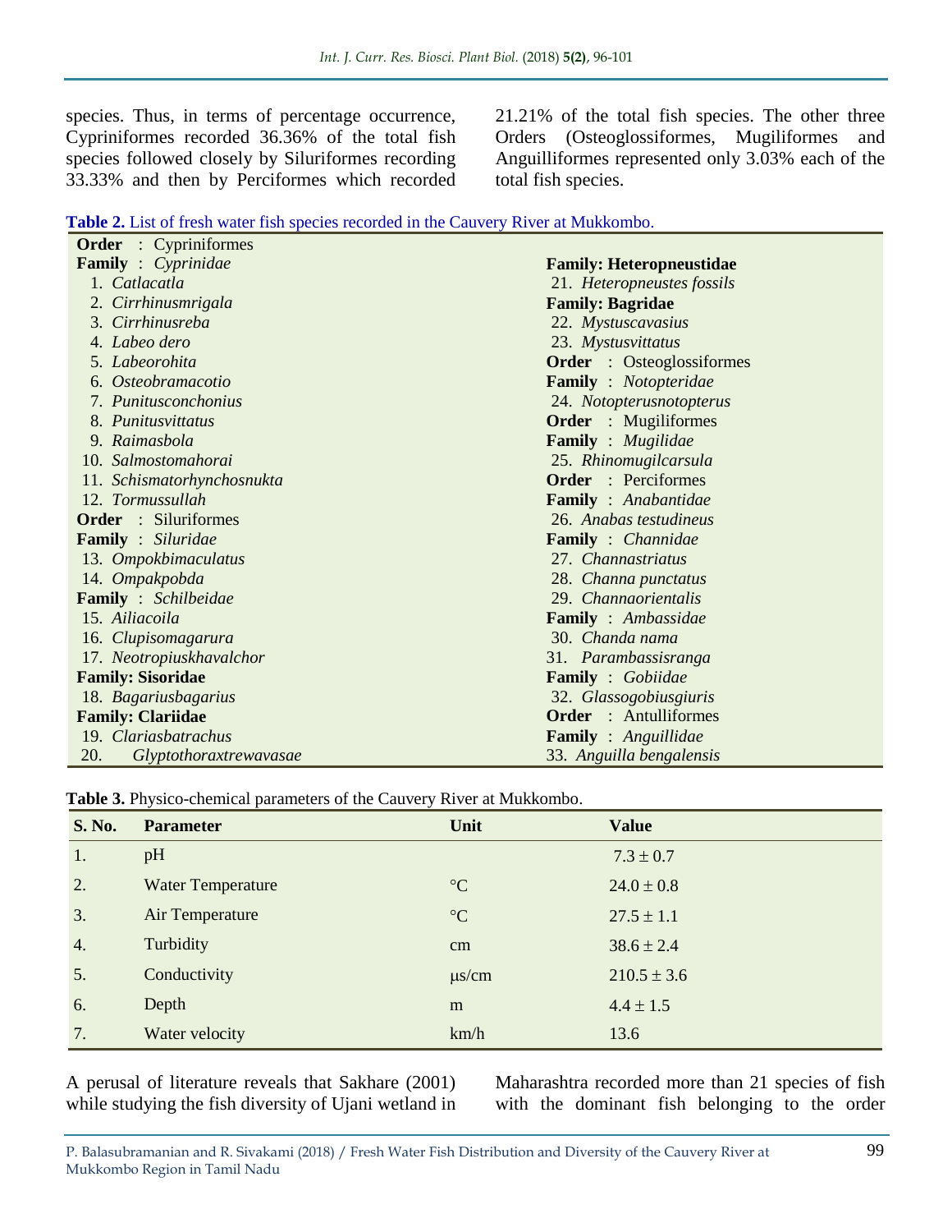species. Thus, in terms of percentage occurrence, Cypriniformes recorded 36.36% of the total fish species followed closely by Siluriformes recording 33.33% and then by Perciformes which recorded 21.21% of the total fish species. The other three Orders (Osteoglossiformes, Mugiliformes and Anguilliformes represented only 3.03% each of the total fish species.

**Table 2.** List of fresh water fish species recorded in the Cauvery River at Mukkombo.

| | |
|---|---|
| **Order** : Cypriniformes | |
| **Family** : *Cyprinidae* | **Family: Heteropneustidae** |
| 1. *Catlacatla* | 21. *Heteropneustes fossils* |
| 2. *Cirrhinusmrigala* | **Family: Bagridae** |
| 3. *Cirrhinusreba* | 22. *Mystuscavasius* |
| 4. *Labeo dero* | 23. *Mystusvittatus* |
| 5. *Labeorohita* | **Order** : Osteoglossiformes |
| 6. *Osteobramacotio* | **Family** : *Notopteridae* |
| 7. *Punitusconchonius* | 24. *Notopterusnotopterus* |
| 8. *Punitusvittatus* | **Order** : Mugiliformes |
| 9. *Raimasbola* | **Family** : *Mugilidae* |
| 10. *Salmostomahorai* | 25. *Rhinomugilcarsula* |
| 11. *Schismatorhynchosnukta* | **Order** : Perciformes |
| 12. *Tormussullah* | **Family** : *Anabantidae* |
| **Order** : Siluriformes | 26. *Anabas testudineus* |
| **Family** : *Siluridae* | **Family** : *Channidae* |
| 13. *Ompokbimaculatus* | 27. *Channastriatus* |
| 14. *Ompakpobda* | 28. *Channa punctatus* |
| **Family** : *Schilbeidae* | 29. *Channaorientalis* |
| 15. *Ailiacoila* | **Family** : *Ambassidae* |
| 16. *Clupisomagarura* | 30. *Chanda nama* |
| 17. *Neotropiuskhavalchor* | 31. *Parambassisranga* |
| **Family: Sisoridae** | **Family** : *Gobiidae* |
| 18. *Bagariusbagarius* | 32. *Glassogobiusgiuris* |
| **Family: Clariidae** | **Order** : Antulliformes |
| 19. *Clariasbatrachus* | **Family** : *Anguillidae* |
| 20. *Glyptothoraxtrewavasae* | 33. *Anguilla bengalensis* |

**Table 3.** Physico-chemical parameters of the Cauvery River at Mukkombo.

| S. No. | Parameter | Unit | Value |
|---|---|---|---|
| 1. | pH | | 7.3 ± 0.7 |
| 2. | Water Temperature | °C | 24.0 ± 0.8 |
| 3. | Air Temperature | °C | 27.5 ± 1.1 |
| 4. | Turbidity | cm | 38.6 ± 2.4 |
| 5. | Conductivity | µs/cm | 210.5 ± 3.6 |
| 6. | Depth | m | 4.4 ± 1.5 |
| 7. | Water velocity | km/h | 13.6 |

A perusal of literature reveals that Sakhare (2001) while studying the fish diversity of Ujani wetland in Maharashtra recorded more than 21 species of fish with the dominant fish belonging to the order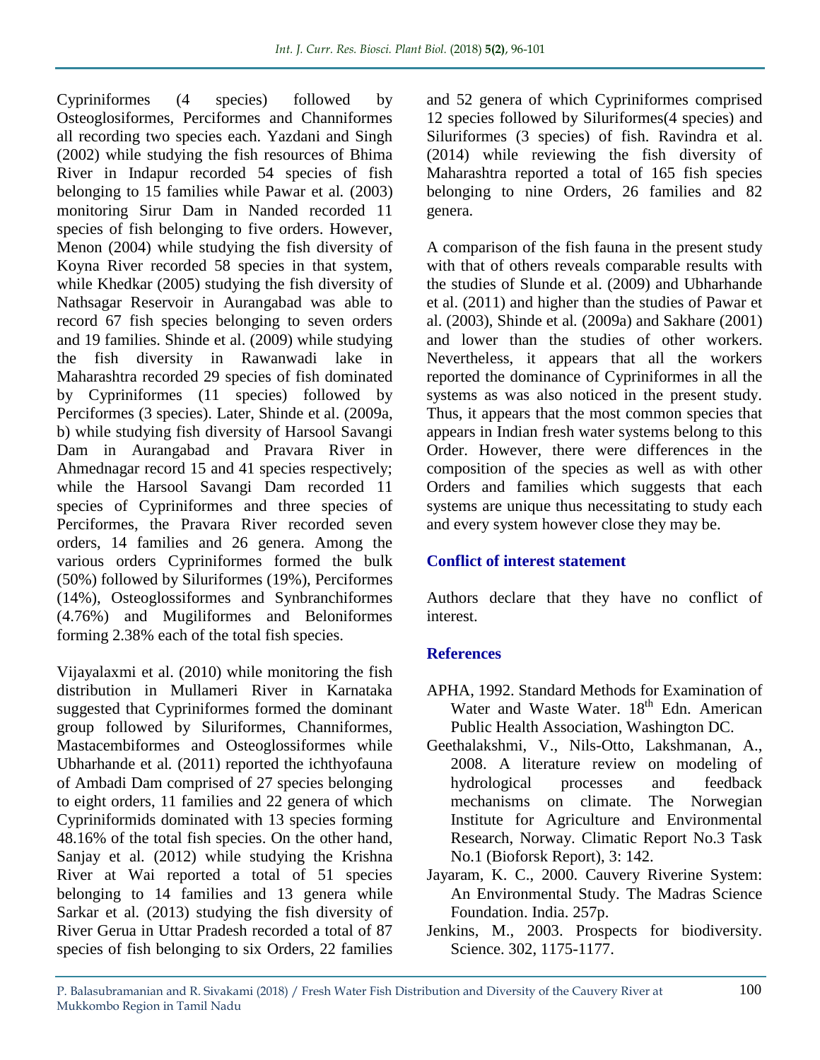Cypriniformes (4 species) followed by Osteoglosiformes, Perciformes and Channiformes all recording two species each. Yazdani and Singh (2002) while studying the fish resources of Bhima River in Indapur recorded 54 species of fish belonging to 15 families while Pawar et al. (2003) monitoring Sirur Dam in Nanded recorded 11 species of fish belonging to five orders. However, Menon (2004) while studying the fish diversity of Koyna River recorded 58 species in that system, while Khedkar (2005) studying the fish diversity of Nathsagar Reservoir in Aurangabad was able to record 67 fish species belonging to seven orders and 19 families. Shinde et al. (2009) while studying the fish diversity in Rawanwadi lake in Maharashtra recorded 29 species of fish dominated by Cypriniformes (11 species) followed by Perciformes (3 species). Later, Shinde et al. (2009a, b) while studying fish diversity of Harsool Savangi Dam in Aurangabad and Pravara River in Ahmednagar record 15 and 41 species respectively; while the Harsool Savangi Dam recorded 11 species of Cypriniformes and three species of Perciformes, the Pravara River recorded seven orders, 14 families and 26 genera. Among the various orders Cypriniformes formed the bulk (50%) followed by Siluriformes (19%), Perciformes (14%), Osteoglossiformes and Synbranchiformes (4.76%) and Mugiliformes and Beloniformes forming 2.38% each of the total fish species.

Vijayalaxmi et al. (2010) while monitoring the fish distribution in Mullameri River in Karnataka suggested that Cypriniformes formed the dominant group followed by Siluriformes, Channiformes, Mastacembiformes and Osteoglossiformes while Ubharhande et al. (2011) reported the ichthyofauna of Ambadi Dam comprised of 27 species belonging to eight orders, 11 families and 22 genera of which Cypriniformids dominated with 13 species forming 48.16% of the total fish species. On the other hand, Sanjay et al. (2012) while studying the Krishna River at Wai reported a total of 51 species belonging to 14 families and 13 genera while Sarkar et al. (2013) studying the fish diversity of River Gerua in Uttar Pradesh recorded a total of 87 species of fish belonging to six Orders, 22 families and 52 genera of which Cypriniformes comprised 12 species followed by Siluriformes(4 species) and Siluriformes (3 species) of fish. Ravindra et al. (2014) while reviewing the fish diversity of Maharashtra reported a total of 165 fish species belonging to nine Orders, 26 families and 82 genera.

A comparison of the fish fauna in the present study with that of others reveals comparable results with the studies of Slunde et al. (2009) and Ubharhande et al. (2011) and higher than the studies of Pawar et al. (2003), Shinde et al. (2009a) and Sakhare (2001) and lower than the studies of other workers. Nevertheless, it appears that all the workers reported the dominance of Cypriniformes in all the systems as was also noticed in the present study. Thus, it appears that the most common species that appears in Indian fresh water systems belong to this Order. However, there were differences in the composition of the species as well as with other Orders and families which suggests that each systems are unique thus necessitating to study each and every system however close they may be.

## Conflict of interest statement

Authors declare that they have no conflict of interest.

## References

APHA, 1992. Standard Methods for Examination of Water and Waste Water. 18th Edn. American Public Health Association, Washington DC.

Geethalakshmi, V., Nils-Otto, Lakshmanan, A., 2008. A literature review on modeling of hydrological processes and feedback mechanisms on climate. The Norwegian Institute for Agriculture and Environmental Research, Norway. Climatic Report No.3 Task No.1 (Bioforsk Report), 3: 142.

Jayaram, K. C., 2000. Cauvery Riverine System: An Environmental Study. The Madras Science Foundation. India. 257p.

Jenkins, M., 2003. Prospects for biodiversity. Science. 302, 1175-1177.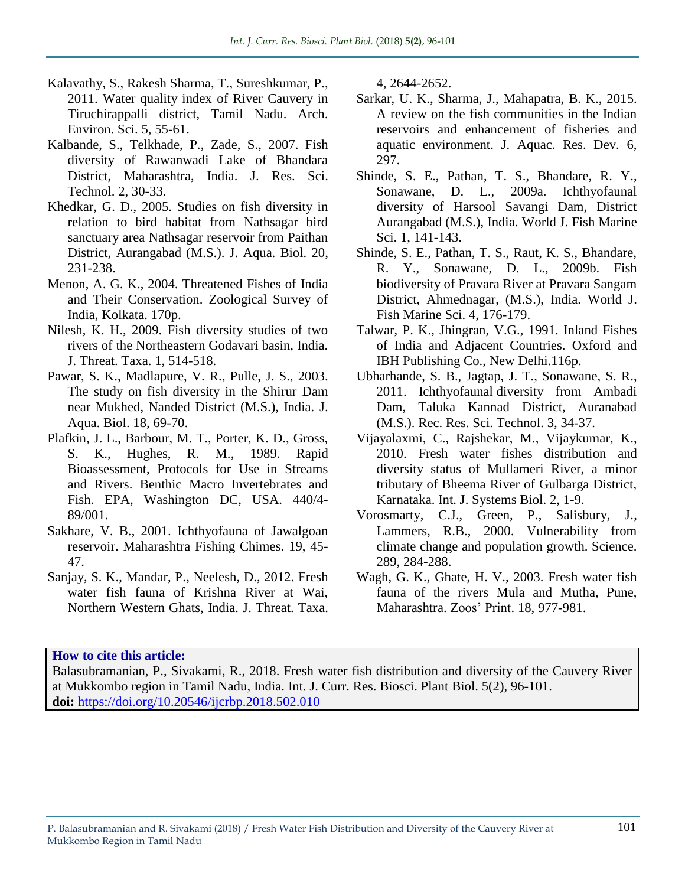Kalavathy, S., Rakesh Sharma, T., Sureshkumar, P., 2011. Water quality index of River Cauvery in Tiruchirappalli district, Tamil Nadu. Arch. Environ. Sci. 5, 55-61.

Kalbande, S., Telkhade, P., Zade, S., 2007. Fish diversity of Rawanwadi Lake of Bhandara District, Maharashtra, India. J. Res. Sci. Technol. 2, 30-33.

Khedkar, G. D., 2005. Studies on fish diversity in relation to bird habitat from Nathsagar bird sanctuary area Nathsagar reservoir from Paithan District, Aurangabad (M.S.). J. Aqua. Biol. 20, 231-238.

Menon, A. G. K., 2004. Threatened Fishes of India and Their Conservation. Zoological Survey of India, Kolkata. 170p.

Nilesh, K. H., 2009. Fish diversity studies of two rivers of the Northeastern Godavari basin, India. J. Threat. Taxa. 1, 514-518.

Pawar, S. K., Madlapure, V. R., Pulle, J. S., 2003. The study on fish diversity in the Shirur Dam near Mukhed, Nanded District (M.S.), India. J. Aqua. Biol. 18, 69-70.

Plafkin, J. L., Barbour, M. T., Porter, K. D., Gross, S. K., Hughes, R. M., 1989. Rapid Bioassessment, Protocols for Use in Streams and Rivers. Benthic Macro Invertebrates and Fish. EPA, Washington DC, USA. 440/4-89/001.

Sakhare, V. B., 2001. Ichthyofauna of Jawalgoan reservoir. Maharashtra Fishing Chimes. 19, 45-47.

Sanjay, S. K., Mandar, P., Neelesh, D., 2012. Fresh water fish fauna of Krishna River at Wai, Northern Western Ghats, India. J. Threat. Taxa. 4, 2644-2652.

Sarkar, U. K., Sharma, J., Mahapatra, B. K., 2015. A review on the fish communities in the Indian reservoirs and enhancement of fisheries and aquatic environment. J. Aquac. Res. Dev. 6, 297.

Shinde, S. E., Pathan, T. S., Bhandare, R. Y., Sonawane, D. L., 2009a. Ichthyofaunal diversity of Harsool Savangi Dam, District Aurangabad (M.S.), India. World J. Fish Marine Sci. 1, 141-143.

Shinde, S. E., Pathan, T. S., Raut, K. S., Bhandare, R. Y., Sonawane, D. L., 2009b. Fish biodiversity of Pravara River at Pravara Sangam District, Ahmednagar, (M.S.), India. World J. Fish Marine Sci. 4, 176-179.

Talwar, P. K., Jhingran, V.G., 1991. Inland Fishes of India and Adjacent Countries. Oxford and IBH Publishing Co., New Delhi.116p.

Ubharhande, S. B., Jagtap, J. T., Sonawane, S. R., 2011. Ichthyofaunal diversity from Ambadi Dam, Taluka Kannad District, Auranabad (M.S.). Rec. Res. Sci. Technol. 3, 34-37.

Vijayalaxmi, C., Rajshekar, M., Vijaykumar, K., 2010. Fresh water fishes distribution and diversity status of Mullameri River, a minor tributary of Bheema River of Gulbarga District, Karnataka. Int. J. Systems Biol. 2, 1-9.

Vorosmarty, C.J., Green, P., Salisbury, J., Lammers, R.B., 2000. Vulnerability from climate change and population growth. Science. 289, 284-288.

Wagh, G. K., Ghate, H. V., 2003. Fresh water fish fauna of the rivers Mula and Mutha, Pune, Maharashtra. Zoos' Print. 18, 977-981.

**How to cite this article:**
Balasubramanian, P., Sivakami, R., 2018. Fresh water fish distribution and diversity of the Cauvery River at Mukkombo region in Tamil Nadu, India. Int. J. Curr. Res. Biosci. Plant Biol. 5(2), 96-101.
**doi:** https://doi.org/10.20546/ijcrbp.2018.502.010